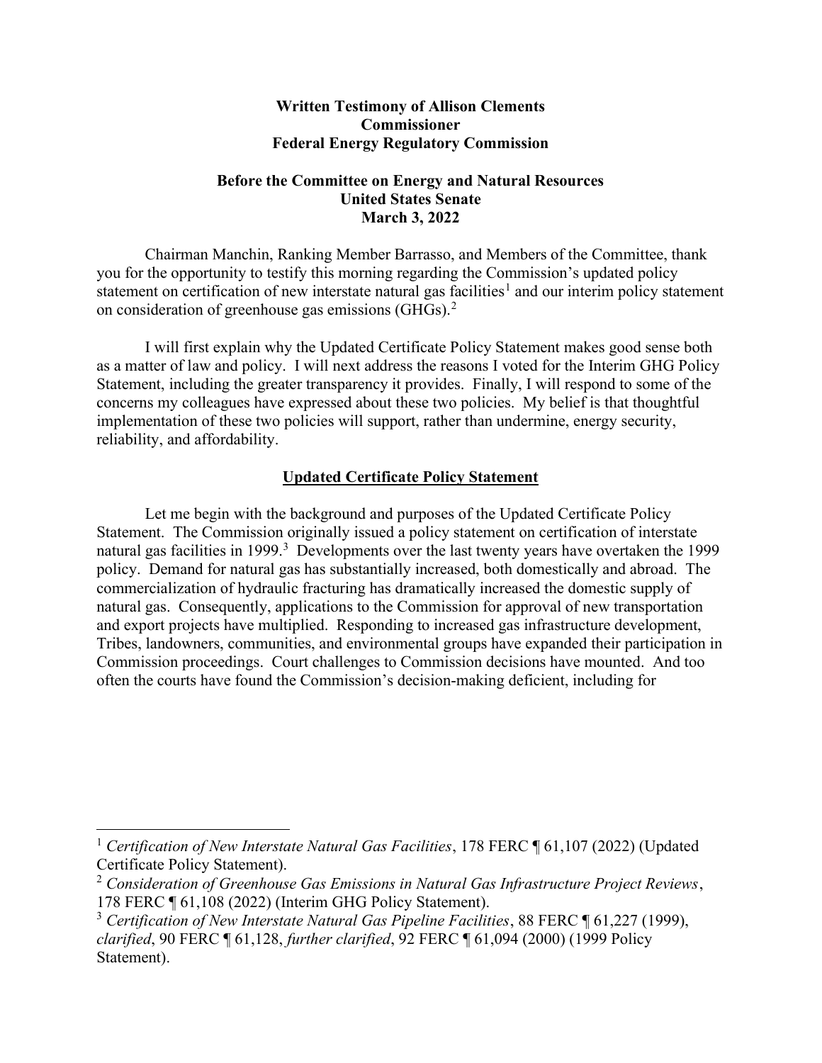**Written Testimony of Allison Clements**
**Commissioner**
**Federal Energy Regulatory Commission**

**Before the Committee on Energy and Natural Resources**
**United States Senate**
**March 3, 2022**

Chairman Manchin, Ranking Member Barrasso, and Members of the Committee, thank you for the opportunity to testify this morning regarding the Commission's updated policy statement on certification of new interstate natural gas facilities[1] and our interim policy statement on consideration of greenhouse gas emissions (GHGs).[2]

I will first explain why the Updated Certificate Policy Statement makes good sense both as a matter of law and policy. I will next address the reasons I voted for the Interim GHG Policy Statement, including the greater transparency it provides. Finally, I will respond to some of the concerns my colleagues have expressed about these two policies. My belief is that thoughtful implementation of these two policies will support, rather than undermine, energy security, reliability, and affordability.

## Updated Certificate Policy Statement

Let me begin with the background and purposes of the Updated Certificate Policy Statement. The Commission originally issued a policy statement on certification of interstate natural gas facilities in 1999.[3] Developments over the last twenty years have overtaken the 1999 policy. Demand for natural gas has substantially increased, both domestically and abroad. The commercialization of hydraulic fracturing has dramatically increased the domestic supply of natural gas. Consequently, applications to the Commission for approval of new transportation and export projects have multiplied. Responding to increased gas infrastructure development, Tribes, landowners, communities, and environmental groups have expanded their participation in Commission proceedings. Court challenges to Commission decisions have mounted. And too often the courts have found the Commission's decision-making deficient, including for

---

[1] *Certification of New Interstate Natural Gas Facilities*, 178 FERC ¶ 61,107 (2022) (Updated Certificate Policy Statement).

[2] *Consideration of Greenhouse Gas Emissions in Natural Gas Infrastructure Project Reviews*, 178 FERC ¶ 61,108 (2022) (Interim GHG Policy Statement).

[3] *Certification of New Interstate Natural Gas Pipeline Facilities*, 88 FERC ¶ 61,227 (1999), *clarified*, 90 FERC ¶ 61,128, *further clarified*, 92 FERC ¶ 61,094 (2000) (1999 Policy Statement).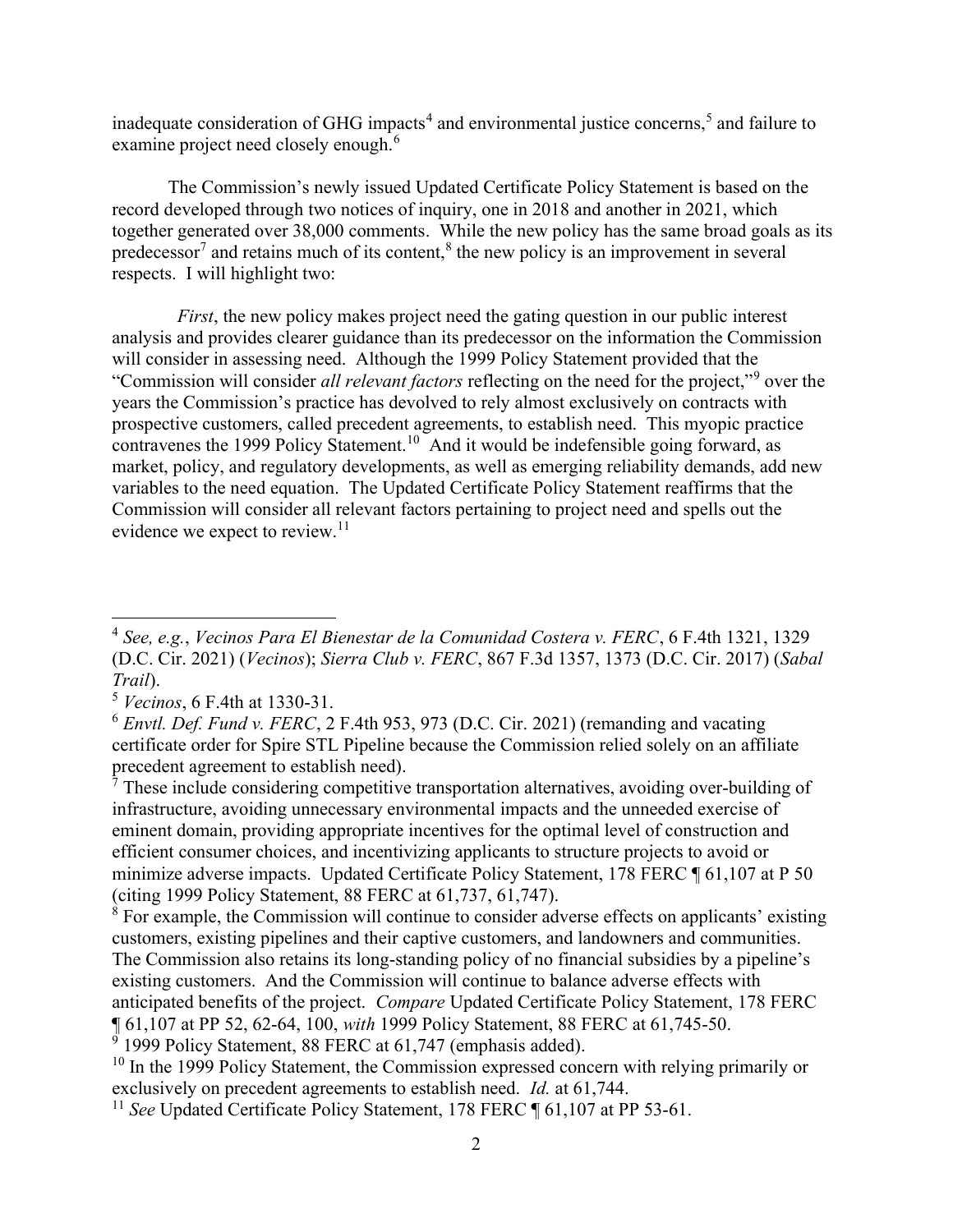inadequate consideration of GHG impacts[4] and environmental justice concerns,[5] and failure to examine project need closely enough.[6]

The Commission's newly issued Updated Certificate Policy Statement is based on the record developed through two notices of inquiry, one in 2018 and another in 2021, which together generated over 38,000 comments. While the new policy has the same broad goals as its predecessor[7] and retains much of its content,[8] the new policy is an improvement in several respects. I will highlight two:

*First*, the new policy makes project need the gating question in our public interest analysis and provides clearer guidance than its predecessor on the information the Commission will consider in assessing need. Although the 1999 Policy Statement provided that the "Commission will consider *all relevant factors* reflecting on the need for the project,"[9] over the years the Commission's practice has devolved to rely almost exclusively on contracts with prospective customers, called precedent agreements, to establish need. This myopic practice contravenes the 1999 Policy Statement.[10] And it would be indefensible going forward, as market, policy, and regulatory developments, as well as emerging reliability demands, add new variables to the need equation. The Updated Certificate Policy Statement reaffirms that the Commission will consider all relevant factors pertaining to project need and spells out the evidence we expect to review.[11]

---

[4] *See, e.g.*, *Vecinos Para El Bienestar de la Comunidad Costera v. FERC*, 6 F.4th 1321, 1329 (D.C. Cir. 2021) (*Vecinos*); *Sierra Club v. FERC*, 867 F.3d 1357, 1373 (D.C. Cir. 2017) (*Sabal Trail*).

[5] *Vecinos*, 6 F.4th at 1330-31.

[6] *Envtl. Def. Fund v. FERC*, 2 F.4th 953, 973 (D.C. Cir. 2021) (remanding and vacating certificate order for Spire STL Pipeline because the Commission relied solely on an affiliate precedent agreement to establish need).

[7] These include considering competitive transportation alternatives, avoiding over-building of infrastructure, avoiding unnecessary environmental impacts and the unneeded exercise of eminent domain, providing appropriate incentives for the optimal level of construction and efficient consumer choices, and incentivizing applicants to structure projects to avoid or minimize adverse impacts. Updated Certificate Policy Statement, 178 FERC ¶ 61,107 at P 50 (citing 1999 Policy Statement, 88 FERC at 61,737, 61,747).

[8] For example, the Commission will continue to consider adverse effects on applicants' existing customers, existing pipelines and their captive customers, and landowners and communities. The Commission also retains its long-standing policy of no financial subsidies by a pipeline's existing customers. And the Commission will continue to balance adverse effects with anticipated benefits of the project. *Compare* Updated Certificate Policy Statement, 178 FERC ¶ 61,107 at PP 52, 62-64, 100, *with* 1999 Policy Statement, 88 FERC at 61,745-50.

[9] 1999 Policy Statement, 88 FERC at 61,747 (emphasis added).

[10] In the 1999 Policy Statement, the Commission expressed concern with relying primarily or exclusively on precedent agreements to establish need. *Id.* at 61,744.

[11] *See* Updated Certificate Policy Statement, 178 FERC ¶ 61,107 at PP 53-61.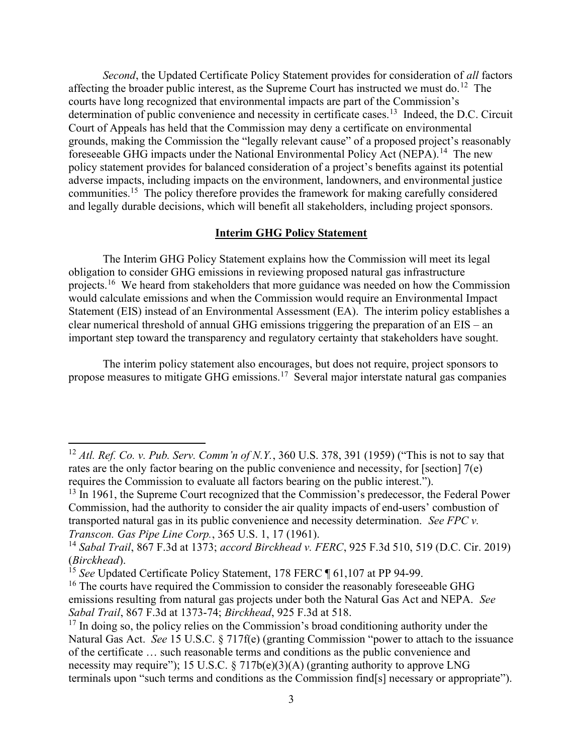*Second*, the Updated Certificate Policy Statement provides for consideration of *all* factors affecting the broader public interest, as the Supreme Court has instructed we must do.[12] The courts have long recognized that environmental impacts are part of the Commission's determination of public convenience and necessity in certificate cases.[13] Indeed, the D.C. Circuit Court of Appeals has held that the Commission may deny a certificate on environmental grounds, making the Commission the "legally relevant cause" of a proposed project's reasonably foreseeable GHG impacts under the National Environmental Policy Act (NEPA).[14] The new policy statement provides for balanced consideration of a project's benefits against its potential adverse impacts, including impacts on the environment, landowners, and environmental justice communities.[15] The policy therefore provides the framework for making carefully considered and legally durable decisions, which will benefit all stakeholders, including project sponsors.

**Interim GHG Policy Statement**

The Interim GHG Policy Statement explains how the Commission will meet its legal obligation to consider GHG emissions in reviewing proposed natural gas infrastructure projects.[16] We heard from stakeholders that more guidance was needed on how the Commission would calculate emissions and when the Commission would require an Environmental Impact Statement (EIS) instead of an Environmental Assessment (EA). The interim policy establishes a clear numerical threshold of annual GHG emissions triggering the preparation of an EIS – an important step toward the transparency and regulatory certainty that stakeholders have sought.

The interim policy statement also encourages, but does not require, project sponsors to propose measures to mitigate GHG emissions.[17] Several major interstate natural gas companies

---

[12] *Atl. Ref. Co. v. Pub. Serv. Comm'n of N.Y.*, 360 U.S. 378, 391 (1959) ("This is not to say that rates are the only factor bearing on the public convenience and necessity, for [section] 7(e) requires the Commission to evaluate all factors bearing on the public interest.").

[13] In 1961, the Supreme Court recognized that the Commission's predecessor, the Federal Power Commission, had the authority to consider the air quality impacts of end-users' combustion of transported natural gas in its public convenience and necessity determination. *See FPC v. Transcon. Gas Pipe Line Corp.*, 365 U.S. 1, 17 (1961).

[14] *Sabal Trail*, 867 F.3d at 1373; *accord Birckhead v. FERC*, 925 F.3d 510, 519 (D.C. Cir. 2019) (*Birckhead*).

[15] *See* Updated Certificate Policy Statement, 178 FERC ¶ 61,107 at PP 94-99.

[16] The courts have required the Commission to consider the reasonably foreseeable GHG emissions resulting from natural gas projects under both the Natural Gas Act and NEPA. *See Sabal Trail*, 867 F.3d at 1373-74; *Birckhead*, 925 F.3d at 518.

[17] In doing so, the policy relies on the Commission's broad conditioning authority under the Natural Gas Act. *See* 15 U.S.C. § 717f(e) (granting Commission "power to attach to the issuance of the certificate … such reasonable terms and conditions as the public convenience and necessity may require"); 15 U.S.C. § 717b(e)(3)(A) (granting authority to approve LNG terminals upon "such terms and conditions as the Commission find[s] necessary or appropriate").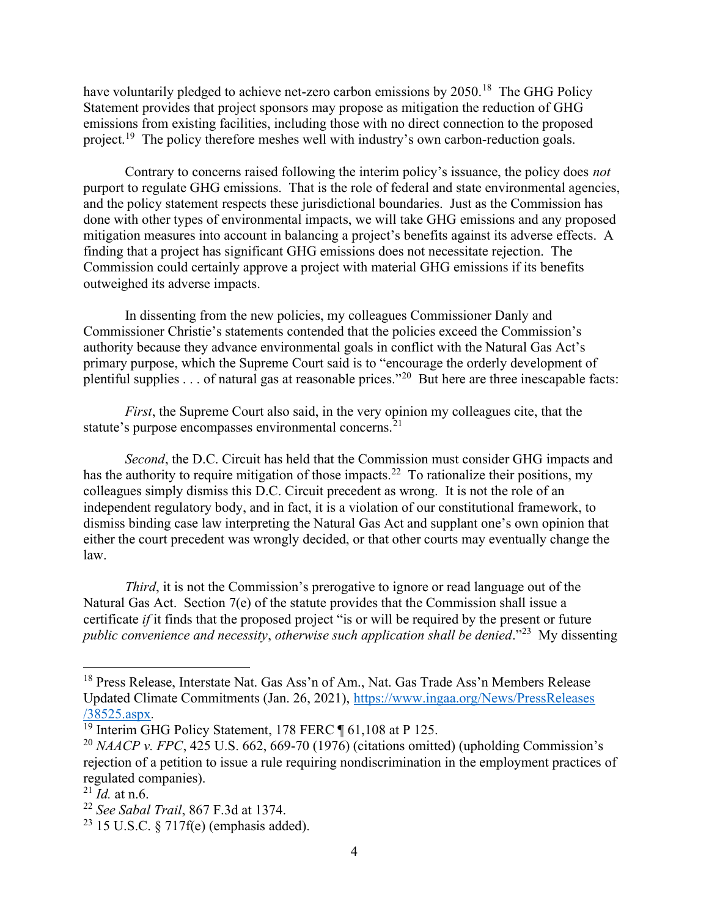have voluntarily pledged to achieve net-zero carbon emissions by 2050.[18] The GHG Policy Statement provides that project sponsors may propose as mitigation the reduction of GHG emissions from existing facilities, including those with no direct connection to the proposed project.[19] The policy therefore meshes well with industry's own carbon-reduction goals.

Contrary to concerns raised following the interim policy's issuance, the policy does *not* purport to regulate GHG emissions. That is the role of federal and state environmental agencies, and the policy statement respects these jurisdictional boundaries. Just as the Commission has done with other types of environmental impacts, we will take GHG emissions and any proposed mitigation measures into account in balancing a project's benefits against its adverse effects. A finding that a project has significant GHG emissions does not necessitate rejection. The Commission could certainly approve a project with material GHG emissions if its benefits outweighed its adverse impacts.

In dissenting from the new policies, my colleagues Commissioner Danly and Commissioner Christie's statements contended that the policies exceed the Commission's authority because they advance environmental goals in conflict with the Natural Gas Act's primary purpose, which the Supreme Court said is to "encourage the orderly development of plentiful supplies . . . of natural gas at reasonable prices."[20] But here are three inescapable facts:

*First*, the Supreme Court also said, in the very opinion my colleagues cite, that the statute's purpose encompasses environmental concerns.[21]

*Second*, the D.C. Circuit has held that the Commission must consider GHG impacts and has the authority to require mitigation of those impacts.[22] To rationalize their positions, my colleagues simply dismiss this D.C. Circuit precedent as wrong. It is not the role of an independent regulatory body, and in fact, it is a violation of our constitutional framework, to dismiss binding case law interpreting the Natural Gas Act and supplant one's own opinion that either the court precedent was wrongly decided, or that other courts may eventually change the law.

*Third*, it is not the Commission's prerogative to ignore or read language out of the Natural Gas Act. Section 7(e) of the statute provides that the Commission shall issue a certificate *if* it finds that the proposed project "is or will be required by the present or future *public convenience and necessity*, *otherwise such application shall be denied*."[23] My dissenting

---

[18] Press Release, Interstate Nat. Gas Ass'n of Am., Nat. Gas Trade Ass'n Members Release Updated Climate Commitments (Jan. 26, 2021), https://www.ingaa.org/News/PressReleases/38525.aspx.

[19] Interim GHG Policy Statement, 178 FERC ¶ 61,108 at P 125.

[20] *NAACP v. FPC*, 425 U.S. 662, 669-70 (1976) (citations omitted) (upholding Commission's rejection of a petition to issue a rule requiring nondiscrimination in the employment practices of regulated companies).

[21] *Id.* at n.6.

[22] *See Sabal Trail*, 867 F.3d at 1374.

[23] 15 U.S.C. § 717f(e) (emphasis added).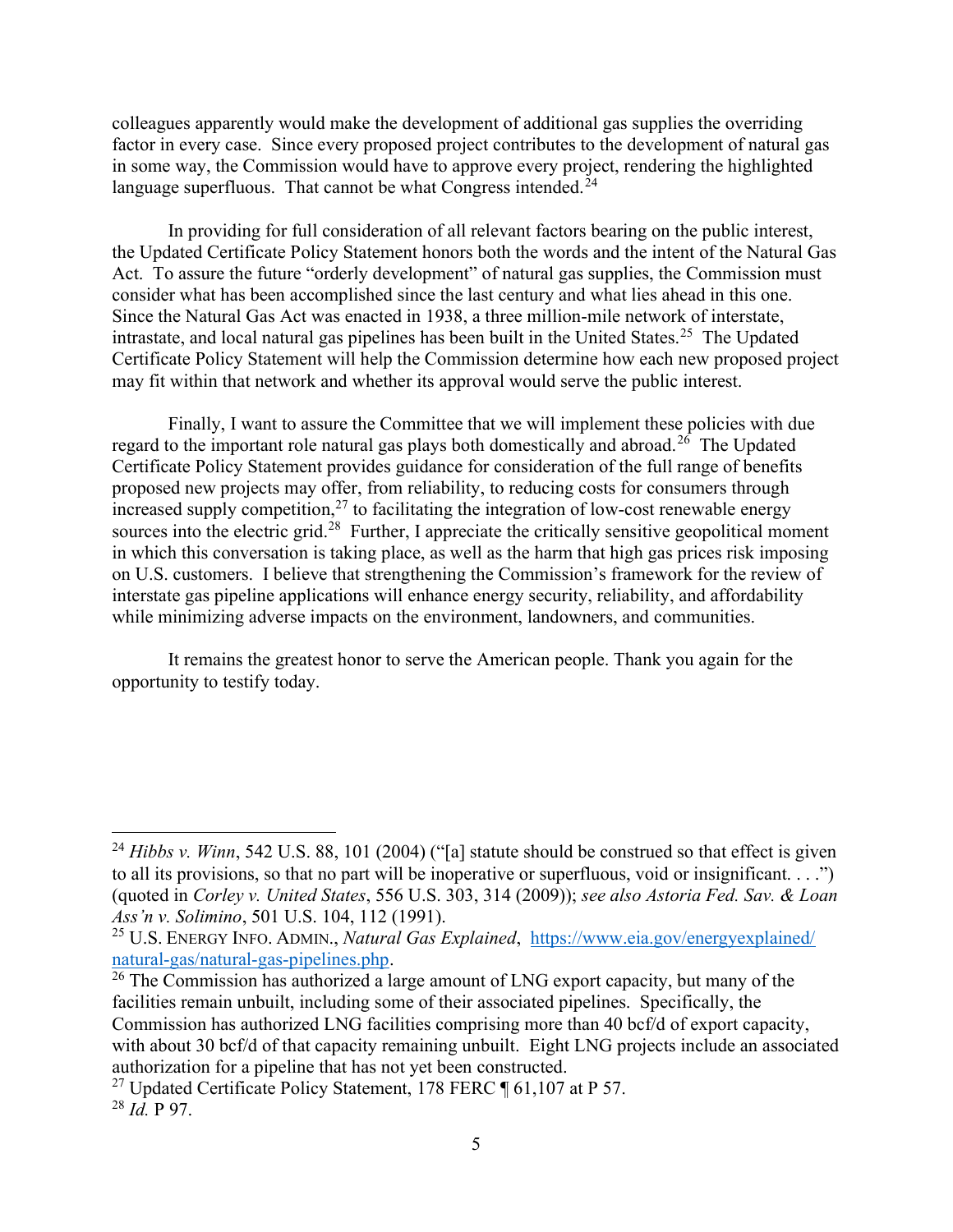colleagues apparently would make the development of additional gas supplies the overriding factor in every case. Since every proposed project contributes to the development of natural gas in some way, the Commission would have to approve every project, rendering the highlighted language superfluous. That cannot be what Congress intended.[24]

In providing for full consideration of all relevant factors bearing on the public interest, the Updated Certificate Policy Statement honors both the words and the intent of the Natural Gas Act. To assure the future "orderly development" of natural gas supplies, the Commission must consider what has been accomplished since the last century and what lies ahead in this one. Since the Natural Gas Act was enacted in 1938, a three million-mile network of interstate, intrastate, and local natural gas pipelines has been built in the United States.[25] The Updated Certificate Policy Statement will help the Commission determine how each new proposed project may fit within that network and whether its approval would serve the public interest.

Finally, I want to assure the Committee that we will implement these policies with due regard to the important role natural gas plays both domestically and abroad.[26] The Updated Certificate Policy Statement provides guidance for consideration of the full range of benefits proposed new projects may offer, from reliability, to reducing costs for consumers through increased supply competition,[27] to facilitating the integration of low-cost renewable energy sources into the electric grid.[28] Further, I appreciate the critically sensitive geopolitical moment in which this conversation is taking place, as well as the harm that high gas prices risk imposing on U.S. customers. I believe that strengthening the Commission's framework for the review of interstate gas pipeline applications will enhance energy security, reliability, and affordability while minimizing adverse impacts on the environment, landowners, and communities.

It remains the greatest honor to serve the American people. Thank you again for the opportunity to testify today.

---

[24] *Hibbs v. Winn*, 542 U.S. 88, 101 (2004) ("[a] statute should be construed so that effect is given to all its provisions, so that no part will be inoperative or superfluous, void or insignificant. . . .") (quoted in *Corley v. United States*, 556 U.S. 303, 314 (2009)); *see also Astoria Fed. Sav. & Loan Ass'n v. Solimino*, 501 U.S. 104, 112 (1991).

[25] U.S. Energy Info. Admin., *Natural Gas Explained*, https://www.eia.gov/energyexplained/natural-gas/natural-gas-pipelines.php.

[26] The Commission has authorized a large amount of LNG export capacity, but many of the facilities remain unbuilt, including some of their associated pipelines. Specifically, the Commission has authorized LNG facilities comprising more than 40 bcf/d of export capacity, with about 30 bcf/d of that capacity remaining unbuilt. Eight LNG projects include an associated authorization for a pipeline that has not yet been constructed.

[27] Updated Certificate Policy Statement, 178 FERC ¶ 61,107 at P 57.

[28] *Id.* P 97.